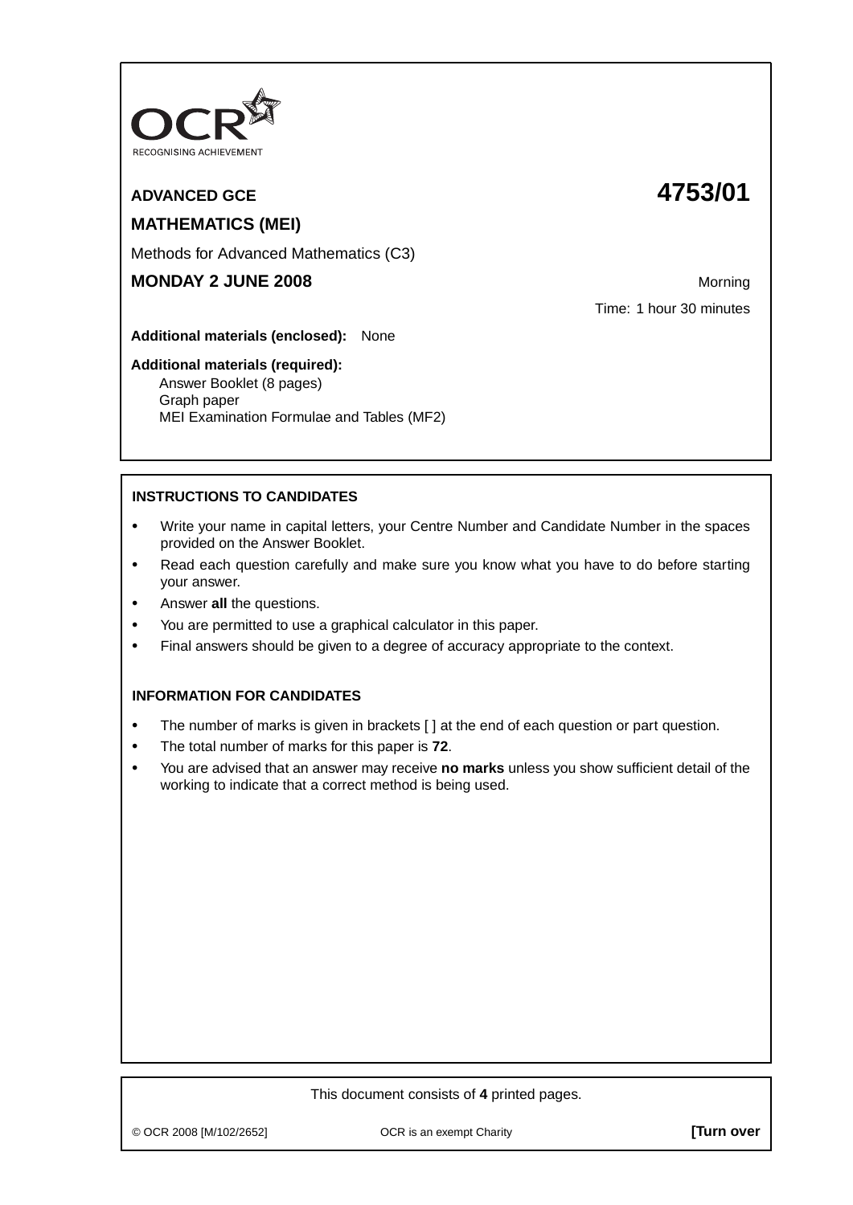OCR
RECOGNISING ACHIEVEMENT

**ADVANCED GCE** **4753/01**

**MATHEMATICS (MEI)**

Methods for Advanced Mathematics (C3)

**MONDAY 2 JUNE 2008** Morning

Time: 1 hour 30 minutes

**Additional materials (enclosed):** None

**Additional materials (required):**
Answer Booklet (8 pages)
Graph paper
MEI Examination Formulae and Tables (MF2)

**INSTRUCTIONS TO CANDIDATES**

- Write your name in capital letters, your Centre Number and Candidate Number in the spaces provided on the Answer Booklet.
- Read each question carefully and make sure you know what you have to do before starting your answer.
- Answer **all** the questions.
- You are permitted to use a graphical calculator in this paper.
- Final answers should be given to a degree of accuracy appropriate to the context.

**INFORMATION FOR CANDIDATES**

- The number of marks is given in brackets [ ] at the end of each question or part question.
- The total number of marks for this paper is **72**.
- You are advised that an answer may receive **no marks** unless you show sufficient detail of the working to indicate that a correct method is being used.

This document consists of **4** printed pages.

© OCR 2008 [M/102/2652] OCR is an exempt Charity **[Turn over**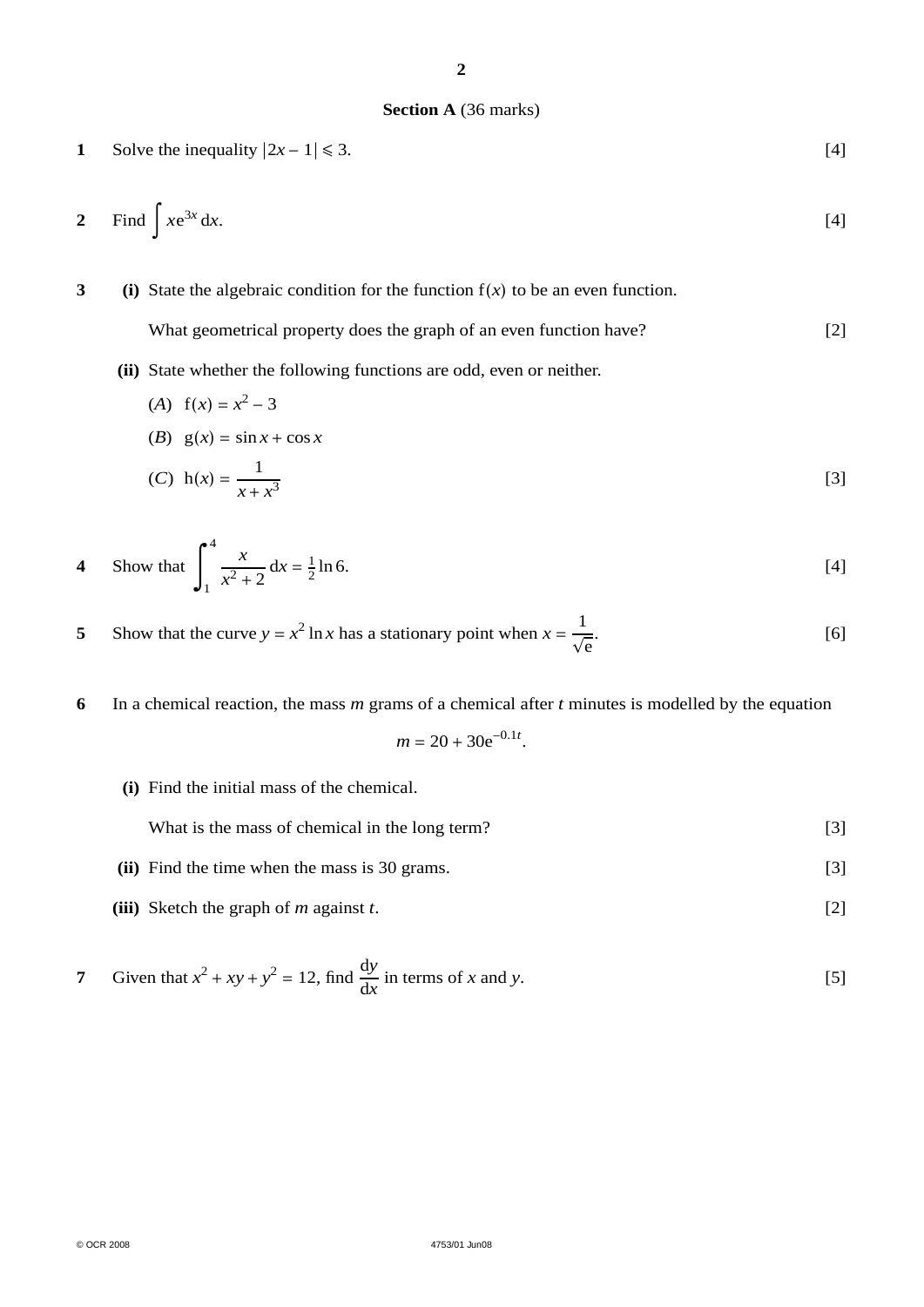## Section A (36 marks)

**1** Solve the inequality $|2x - 1| \leqslant 3$. [4]

**2** Find $\int x\mathrm{e}^{3x}\,\mathrm{d}x$. [4]

**3** **(i)** State the algebraic condition for the function $\mathrm{f}(x)$ to be an even function.

What geometrical property does the graph of an even function have? [2]

**(ii)** State whether the following functions are odd, even or neither.

(*A*) $\mathrm{f}(x) = x^2 - 3$

(*B*) $\mathrm{g}(x) = \sin x + \cos x$

(*C*) $\mathrm{h}(x) = \dfrac{1}{x + x^3}$ [3]

**4** Show that $\displaystyle\int_1^4 \frac{x}{x^2 + 2}\,\mathrm{d}x = \tfrac{1}{2}\ln 6$. [4]

**5** Show that the curve $y = x^2 \ln x$ has a stationary point when $x = \dfrac{1}{\sqrt{\mathrm{e}}}$. [6]

**6** In a chemical reaction, the mass $m$ grams of a chemical after $t$ minutes is modelled by the equation

$$m = 20 + 30\mathrm{e}^{-0.1t}.$$

**(i)** Find the initial mass of the chemical.

What is the mass of chemical in the long term? [3]

**(ii)** Find the time when the mass is 30 grams. [3]

**(iii)** Sketch the graph of $m$ against $t$. [2]

**7** Given that $x^2 + xy + y^2 = 12$, find $\dfrac{\mathrm{d}y}{\mathrm{d}x}$ in terms of $x$ and $y$. [5]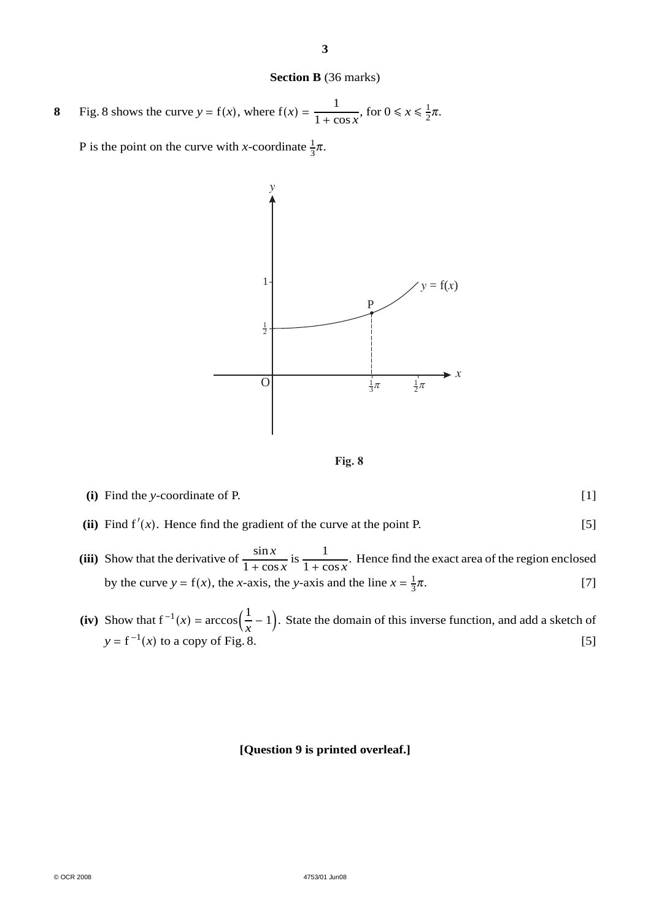## Section B (36 marks)

**8** Fig. 8 shows the curve $y = \mathrm{f}(x)$, where $\mathrm{f}(x) = \dfrac{1}{1 + \cos x}$, for $0 \leqslant x \leqslant \frac{1}{2}\pi$.

P is the point on the curve with $x$-coordinate $\frac{1}{3}\pi$.

**Fig. 8**

**(i)** Find the $y$-coordinate of P. [1]

**(ii)** Find $\mathrm{f}'(x)$. Hence find the gradient of the curve at the point P. [5]

**(iii)** Show that the derivative of $\dfrac{\sin x}{1 + \cos x}$ is $\dfrac{1}{1 + \cos x}$. Hence find the exact area of the region enclosed by the curve $y = \mathrm{f}(x)$, the $x$-axis, the $y$-axis and the line $x = \frac{1}{3}\pi$. [7]

**(iv)** Show that $\mathrm{f}^{-1}(x) = \arccos\left(\dfrac{1}{x} - 1\right)$. State the domain of this inverse function, and add a sketch of $y = \mathrm{f}^{-1}(x)$ to a copy of Fig. 8. [5]

**[Question 9 is printed overleaf.]**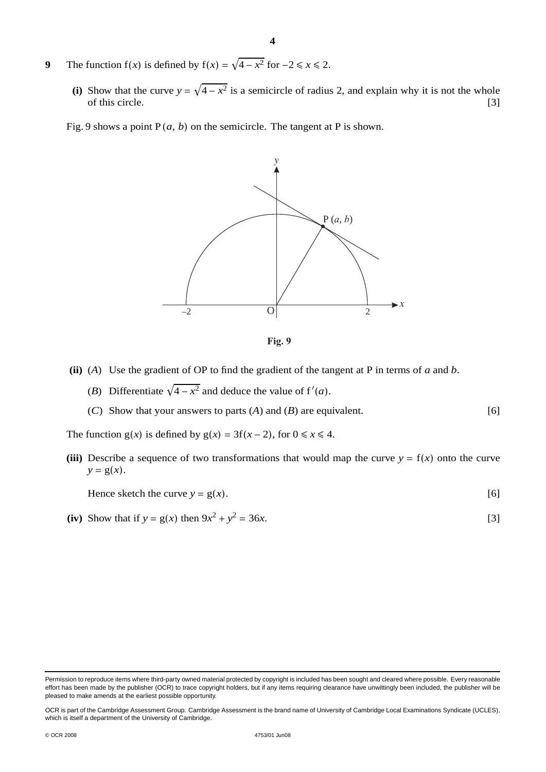**9** The function $f(x)$ is defined by $f(x) = \sqrt{4 - x^2}$ for $-2 \leqslant x \leqslant 2$.

**(i)** Show that the curve $y = \sqrt{4 - x^2}$ is a semicircle of radius 2, and explain why it is not the whole of this circle. [3]

Fig. 9 shows a point $P(a, b)$ on the semicircle. The tangent at P is shown.

y

P $(a, b)$

$-2$

O

2

x

**Fig. 9**

**(ii)** $(A)$ Use the gradient of OP to find the gradient of the tangent at P in terms of $a$ and $b$.

$(B)$ Differentiate $\sqrt{4 - x^2}$ and deduce the value of $f'(a)$.

$(C)$ Show that your answers to parts $(A)$ and $(B)$ are equivalent. [6]

The function $g(x)$ is defined by $g(x) = 3f(x - 2)$, for $0 \leqslant x \leqslant 4$.

**(iii)** Describe a sequence of two transformations that would map the curve $y = f(x)$ onto the curve $y = g(x)$.

Hence sketch the curve $y = g(x)$. [6]

**(iv)** Show that if $y = g(x)$ then $9x^2 + y^2 = 36x$. [3]

Permission to reproduce items where third-party owned material protected by copyright is included has been sought and cleared where possible. Every reasonable effort has been made by the publisher (OCR) to trace copyright holders, but if any items requiring clearance have unwittingly been included, the publisher will be pleased to make amends at the earliest possible opportunity.

OCR is part of the Cambridge Assessment Group. Cambridge Assessment is the brand name of University of Cambridge Local Examinations Syndicate (UCLES), which is itself a department of the University of Cambridge.

© OCR 2008 4753/01 Jun08